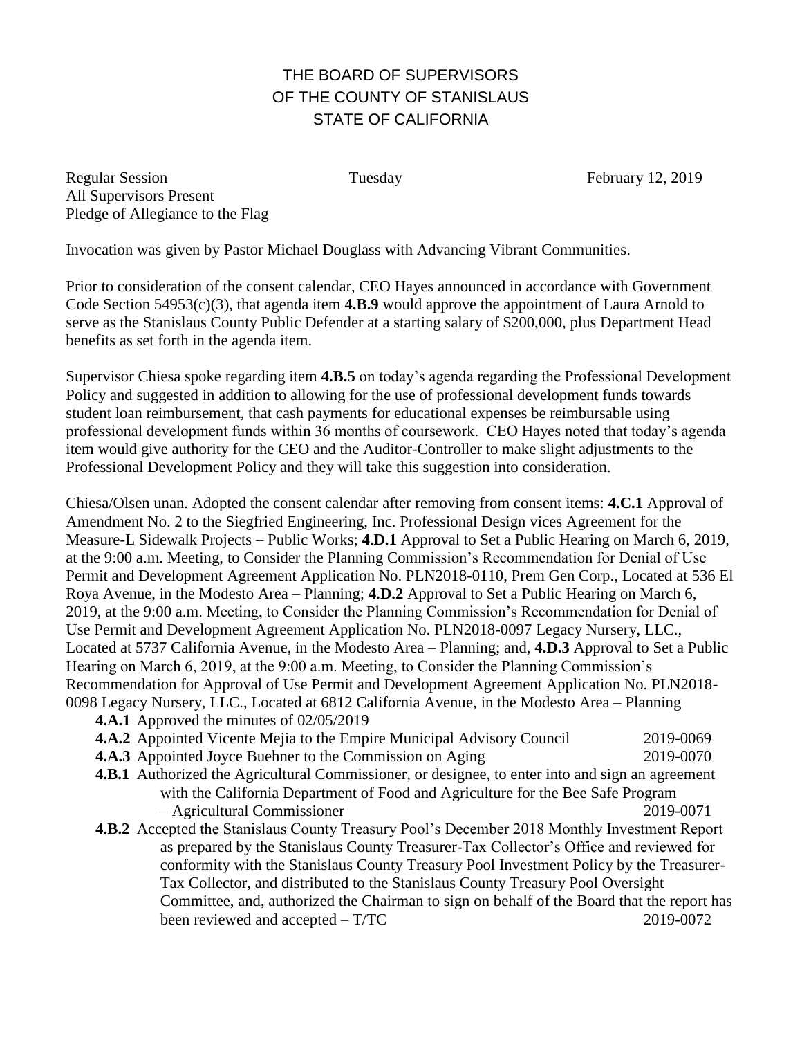# THE BOARD OF SUPERVISORS
# OF THE COUNTY OF STANISLAUS
# STATE OF CALIFORNIA

Regular Session Tuesday February 12, 2019
All Supervisors Present
Pledge of Allegiance to the Flag

Invocation was given by Pastor Michael Douglass with Advancing Vibrant Communities.

Prior to consideration of the consent calendar, CEO Hayes announced in accordance with Government Code Section 54953(c)(3), that agenda item **4.B.9** would approve the appointment of Laura Arnold to serve as the Stanislaus County Public Defender at a starting salary of $200,000, plus Department Head benefits as set forth in the agenda item.

Supervisor Chiesa spoke regarding item **4.B.5** on today's agenda regarding the Professional Development Policy and suggested in addition to allowing for the use of professional development funds towards student loan reimbursement, that cash payments for educational expenses be reimbursable using professional development funds within 36 months of coursework. CEO Hayes noted that today's agenda item would give authority for the CEO and the Auditor-Controller to make slight adjustments to the Professional Development Policy and they will take this suggestion into consideration.

Chiesa/Olsen unan. Adopted the consent calendar after removing from consent items: **4.C.1** Approval of Amendment No. 2 to the Siegfried Engineering, Inc. Professional Design vices Agreement for the Measure-L Sidewalk Projects – Public Works; **4.D.1** Approval to Set a Public Hearing on March 6, 2019, at the 9:00 a.m. Meeting, to Consider the Planning Commission's Recommendation for Denial of Use Permit and Development Agreement Application No. PLN2018-0110, Prem Gen Corp., Located at 536 El Roya Avenue, in the Modesto Area – Planning; **4.D.2** Approval to Set a Public Hearing on March 6, 2019, at the 9:00 a.m. Meeting, to Consider the Planning Commission's Recommendation for Denial of Use Permit and Development Agreement Application No. PLN2018-0097 Legacy Nursery, LLC., Located at 5737 California Avenue, in the Modesto Area – Planning; and, **4.D.3** Approval to Set a Public Hearing on March 6, 2019, at the 9:00 a.m. Meeting, to Consider the Planning Commission's Recommendation for Approval of Use Permit and Development Agreement Application No. PLN2018-0098 Legacy Nursery, LLC., Located at 6812 California Avenue, in the Modesto Area – Planning

- **4.A.1** Approved the minutes of 02/05/2019
- **4.A.2** Appointed Vicente Mejia to the Empire Municipal Advisory Council 2019-0069
- **4.A.3** Appointed Joyce Buehner to the Commission on Aging 2019-0070
- **4.B.1** Authorized the Agricultural Commissioner, or designee, to enter into and sign an agreement with the California Department of Food and Agriculture for the Bee Safe Program – Agricultural Commissioner 2019-0071
- **4.B.2** Accepted the Stanislaus County Treasury Pool's December 2018 Monthly Investment Report as prepared by the Stanislaus County Treasurer-Tax Collector's Office and reviewed for conformity with the Stanislaus County Treasury Pool Investment Policy by the Treasurer-Tax Collector, and distributed to the Stanislaus County Treasury Pool Oversight Committee, and, authorized the Chairman to sign on behalf of the Board that the report has been reviewed and accepted – T/TC 2019-0072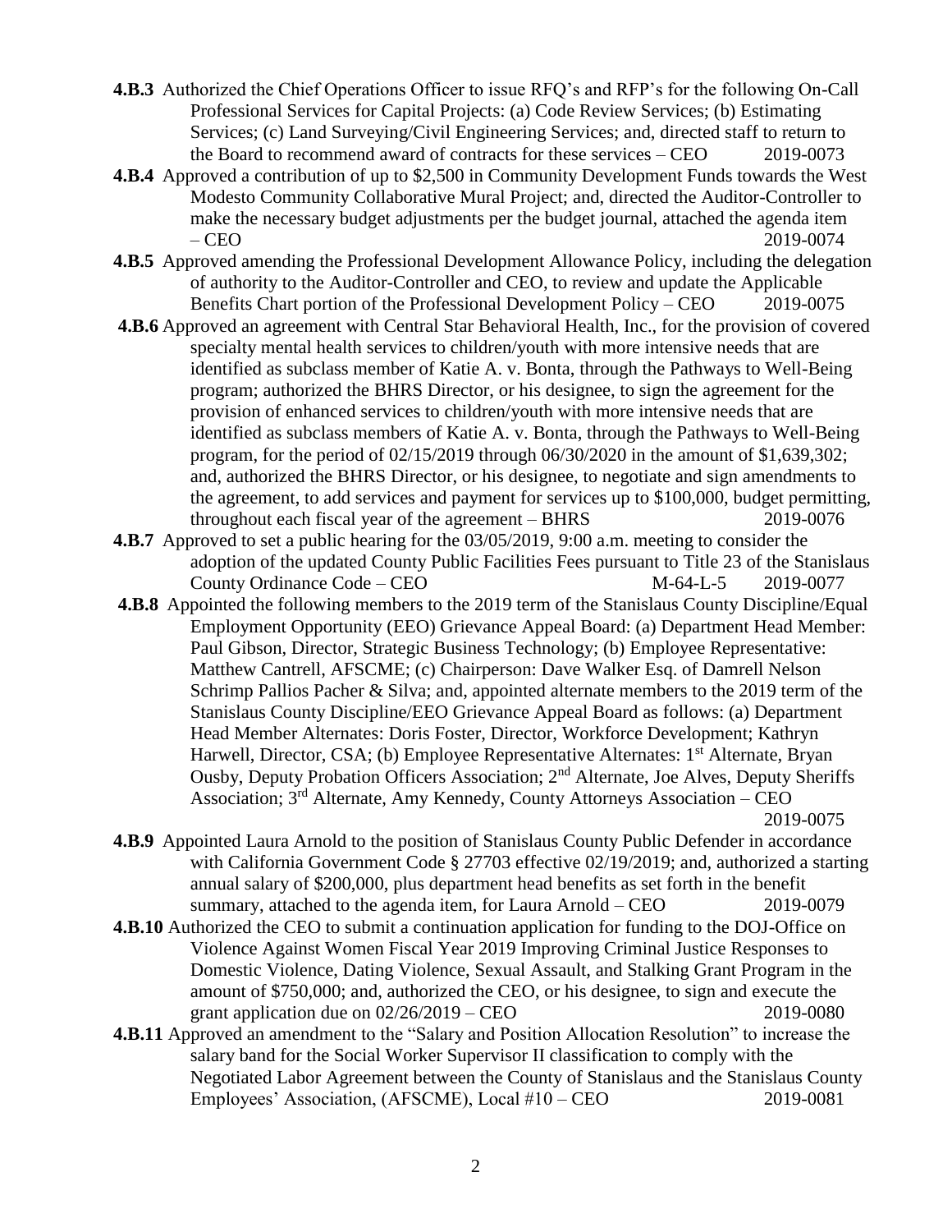**4.B.3** Authorized the Chief Operations Officer to issue RFQ's and RFP's for the following On-Call Professional Services for Capital Projects: (a) Code Review Services; (b) Estimating Services; (c) Land Surveying/Civil Engineering Services; and, directed staff to return to the Board to recommend award of contracts for these services – CEO 2019-0073

**4.B.4** Approved a contribution of up to $2,500 in Community Development Funds towards the West Modesto Community Collaborative Mural Project; and, directed the Auditor-Controller to make the necessary budget adjustments per the budget journal, attached the agenda item – CEO 2019-0074

**4.B.5** Approved amending the Professional Development Allowance Policy, including the delegation of authority to the Auditor-Controller and CEO, to review and update the Applicable Benefits Chart portion of the Professional Development Policy – CEO 2019-0075

**4.B.6** Approved an agreement with Central Star Behavioral Health, Inc., for the provision of covered specialty mental health services to children/youth with more intensive needs that are identified as subclass member of Katie A. v. Bonta, through the Pathways to Well-Being program; authorized the BHRS Director, or his designee, to sign the agreement for the provision of enhanced services to children/youth with more intensive needs that are identified as subclass members of Katie A. v. Bonta, through the Pathways to Well-Being program, for the period of 02/15/2019 through 06/30/2020 in the amount of $1,639,302; and, authorized the BHRS Director, or his designee, to negotiate and sign amendments to the agreement, to add services and payment for services up to $100,000, budget permitting, throughout each fiscal year of the agreement – BHRS 2019-0076

**4.B.7** Approved to set a public hearing for the 03/05/2019, 9:00 a.m. meeting to consider the adoption of the updated County Public Facilities Fees pursuant to Title 23 of the Stanislaus County Ordinance Code – CEO M-64-L-5 2019-0077

**4.B.8** Appointed the following members to the 2019 term of the Stanislaus County Discipline/Equal Employment Opportunity (EEO) Grievance Appeal Board: (a) Department Head Member: Paul Gibson, Director, Strategic Business Technology; (b) Employee Representative: Matthew Cantrell, AFSCME; (c) Chairperson: Dave Walker Esq. of Damrell Nelson Schrimp Pallios Pacher & Silva; and, appointed alternate members to the 2019 term of the Stanislaus County Discipline/EEO Grievance Appeal Board as follows: (a) Department Head Member Alternates: Doris Foster, Director, Workforce Development; Kathryn Harwell, Director, CSA; (b) Employee Representative Alternates: 1st Alternate, Bryan Ousby, Deputy Probation Officers Association; 2nd Alternate, Joe Alves, Deputy Sheriffs Association; 3rd Alternate, Amy Kennedy, County Attorneys Association – CEO 2019-0075

**4.B.9** Appointed Laura Arnold to the position of Stanislaus County Public Defender in accordance with California Government Code § 27703 effective 02/19/2019; and, authorized a starting annual salary of $200,000, plus department head benefits as set forth in the benefit summary, attached to the agenda item, for Laura Arnold – CEO 2019-0079

**4.B.10** Authorized the CEO to submit a continuation application for funding to the DOJ-Office on Violence Against Women Fiscal Year 2019 Improving Criminal Justice Responses to Domestic Violence, Dating Violence, Sexual Assault, and Stalking Grant Program in the amount of $750,000; and, authorized the CEO, or his designee, to sign and execute the grant application due on 02/26/2019 – CEO 2019-0080

**4.B.11** Approved an amendment to the "Salary and Position Allocation Resolution" to increase the salary band for the Social Worker Supervisor II classification to comply with the Negotiated Labor Agreement between the County of Stanislaus and the Stanislaus County Employees' Association, (AFSCME), Local #10 – CEO 2019-0081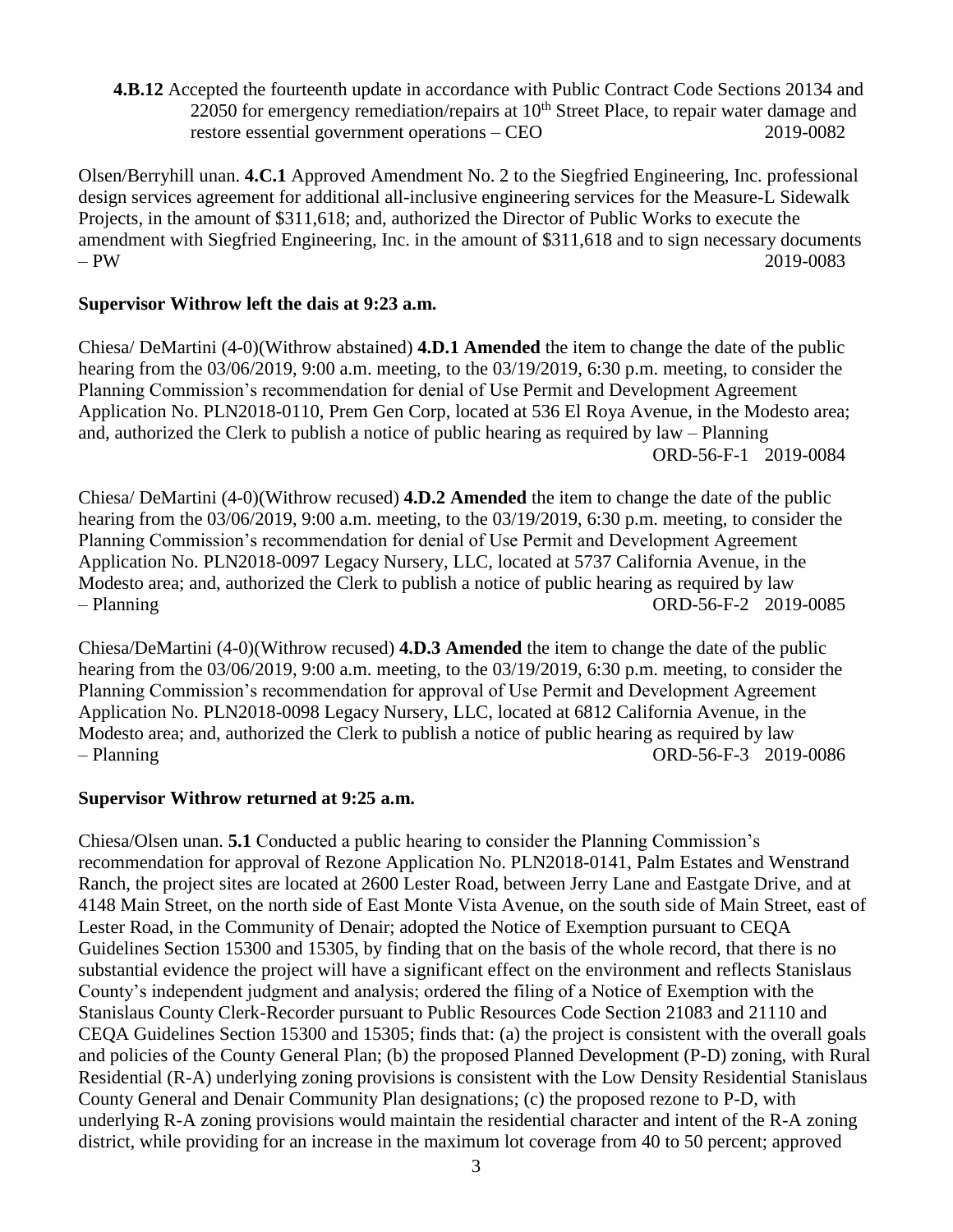**4.B.12** Accepted the fourteenth update in accordance with Public Contract Code Sections 20134 and 22050 for emergency remediation/repairs at 10th Street Place, to repair water damage and restore essential government operations – CEO 2019-0082

Olsen/Berryhill unan. **4.C.1** Approved Amendment No. 2 to the Siegfried Engineering, Inc. professional design services agreement for additional all-inclusive engineering services for the Measure-L Sidewalk Projects, in the amount of $311,618; and, authorized the Director of Public Works to execute the amendment with Siegfried Engineering, Inc. in the amount of $311,618 and to sign necessary documents – PW 2019-0083

**Supervisor Withrow left the dais at 9:23 a.m.**

Chiesa/ DeMartini (4-0)(Withrow abstained) **4.D.1 Amended** the item to change the date of the public hearing from the 03/06/2019, 9:00 a.m. meeting, to the 03/19/2019, 6:30 p.m. meeting, to consider the Planning Commission's recommendation for denial of Use Permit and Development Agreement Application No. PLN2018-0110, Prem Gen Corp, located at 536 El Roya Avenue, in the Modesto area; and, authorized the Clerk to publish a notice of public hearing as required by law – Planning ORD-56-F-1 2019-0084

Chiesa/ DeMartini (4-0)(Withrow recused) **4.D.2 Amended** the item to change the date of the public hearing from the 03/06/2019, 9:00 a.m. meeting, to the 03/19/2019, 6:30 p.m. meeting, to consider the Planning Commission's recommendation for denial of Use Permit and Development Agreement Application No. PLN2018-0097 Legacy Nursery, LLC, located at 5737 California Avenue, in the Modesto area; and, authorized the Clerk to publish a notice of public hearing as required by law – Planning ORD-56-F-2 2019-0085

Chiesa/DeMartini (4-0)(Withrow recused) **4.D.3 Amended** the item to change the date of the public hearing from the 03/06/2019, 9:00 a.m. meeting, to the 03/19/2019, 6:30 p.m. meeting, to consider the Planning Commission's recommendation for approval of Use Permit and Development Agreement Application No. PLN2018-0098 Legacy Nursery, LLC, located at 6812 California Avenue, in the Modesto area; and, authorized the Clerk to publish a notice of public hearing as required by law – Planning ORD-56-F-3 2019-0086

**Supervisor Withrow returned at 9:25 a.m.**

Chiesa/Olsen unan. **5.1** Conducted a public hearing to consider the Planning Commission's recommendation for approval of Rezone Application No. PLN2018-0141, Palm Estates and Wenstrand Ranch, the project sites are located at 2600 Lester Road, between Jerry Lane and Eastgate Drive, and at 4148 Main Street, on the north side of East Monte Vista Avenue, on the south side of Main Street, east of Lester Road, in the Community of Denair; adopted the Notice of Exemption pursuant to CEQA Guidelines Section 15300 and 15305, by finding that on the basis of the whole record, that there is no substantial evidence the project will have a significant effect on the environment and reflects Stanislaus County's independent judgment and analysis; ordered the filing of a Notice of Exemption with the Stanislaus County Clerk-Recorder pursuant to Public Resources Code Section 21083 and 21110 and CEQA Guidelines Section 15300 and 15305; finds that: (a) the project is consistent with the overall goals and policies of the County General Plan; (b) the proposed Planned Development (P-D) zoning, with Rural Residential (R-A) underlying zoning provisions is consistent with the Low Density Residential Stanislaus County General and Denair Community Plan designations; (c) the proposed rezone to P-D, with underlying R-A zoning provisions would maintain the residential character and intent of the R-A zoning district, while providing for an increase in the maximum lot coverage from 40 to 50 percent; approved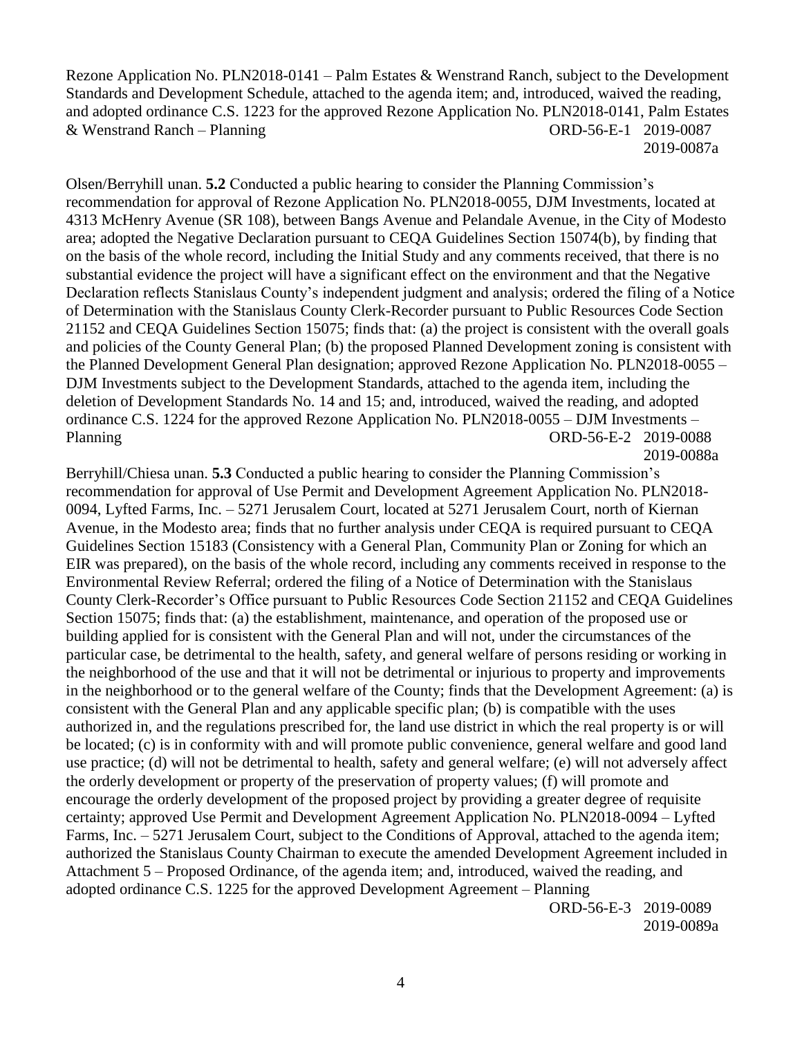Rezone Application No. PLN2018-0141 – Palm Estates & Wenstrand Ranch, subject to the Development Standards and Development Schedule, attached to the agenda item; and, introduced, waived the reading, and adopted ordinance C.S. 1223 for the approved Rezone Application No. PLN2018-0141, Palm Estates & Wenstrand Ranch – Planning ORD-56-E-1 2019-0087 2019-0087a

Olsen/Berryhill unan. **5.2** Conducted a public hearing to consider the Planning Commission's recommendation for approval of Rezone Application No. PLN2018-0055, DJM Investments, located at 4313 McHenry Avenue (SR 108), between Bangs Avenue and Pelandale Avenue, in the City of Modesto area; adopted the Negative Declaration pursuant to CEQA Guidelines Section 15074(b), by finding that on the basis of the whole record, including the Initial Study and any comments received, that there is no substantial evidence the project will have a significant effect on the environment and that the Negative Declaration reflects Stanislaus County's independent judgment and analysis; ordered the filing of a Notice of Determination with the Stanislaus County Clerk-Recorder pursuant to Public Resources Code Section 21152 and CEQA Guidelines Section 15075; finds that: (a) the project is consistent with the overall goals and policies of the County General Plan; (b) the proposed Planned Development zoning is consistent with the Planned Development General Plan designation; approved Rezone Application No. PLN2018-0055 – DJM Investments subject to the Development Standards, attached to the agenda item, including the deletion of Development Standards No. 14 and 15; and, introduced, waived the reading, and adopted ordinance C.S. 1224 for the approved Rezone Application No. PLN2018-0055 – DJM Investments – Planning ORD-56-E-2 2019-0088 2019-0088a

Berryhill/Chiesa unan. **5.3** Conducted a public hearing to consider the Planning Commission's recommendation for approval of Use Permit and Development Agreement Application No. PLN2018-0094, Lyfted Farms, Inc. – 5271 Jerusalem Court, located at 5271 Jerusalem Court, north of Kiernan Avenue, in the Modesto area; finds that no further analysis under CEQA is required pursuant to CEQA Guidelines Section 15183 (Consistency with a General Plan, Community Plan or Zoning for which an EIR was prepared), on the basis of the whole record, including any comments received in response to the Environmental Review Referral; ordered the filing of a Notice of Determination with the Stanislaus County Clerk-Recorder's Office pursuant to Public Resources Code Section 21152 and CEQA Guidelines Section 15075; finds that: (a) the establishment, maintenance, and operation of the proposed use or building applied for is consistent with the General Plan and will not, under the circumstances of the particular case, be detrimental to the health, safety, and general welfare of persons residing or working in the neighborhood of the use and that it will not be detrimental or injurious to property and improvements in the neighborhood or to the general welfare of the County; finds that the Development Agreement: (a) is consistent with the General Plan and any applicable specific plan; (b) is compatible with the uses authorized in, and the regulations prescribed for, the land use district in which the real property is or will be located; (c) is in conformity with and will promote public convenience, general welfare and good land use practice; (d) will not be detrimental to health, safety and general welfare; (e) will not adversely affect the orderly development or property of the preservation of property values; (f) will promote and encourage the orderly development of the proposed project by providing a greater degree of requisite certainty; approved Use Permit and Development Agreement Application No. PLN2018-0094 – Lyfted Farms, Inc. – 5271 Jerusalem Court, subject to the Conditions of Approval, attached to the agenda item; authorized the Stanislaus County Chairman to execute the amended Development Agreement included in Attachment 5 – Proposed Ordinance, of the agenda item; and, introduced, waived the reading, and adopted ordinance C.S. 1225 for the approved Development Agreement – Planning ORD-56-E-3 2019-0089 2019-0089a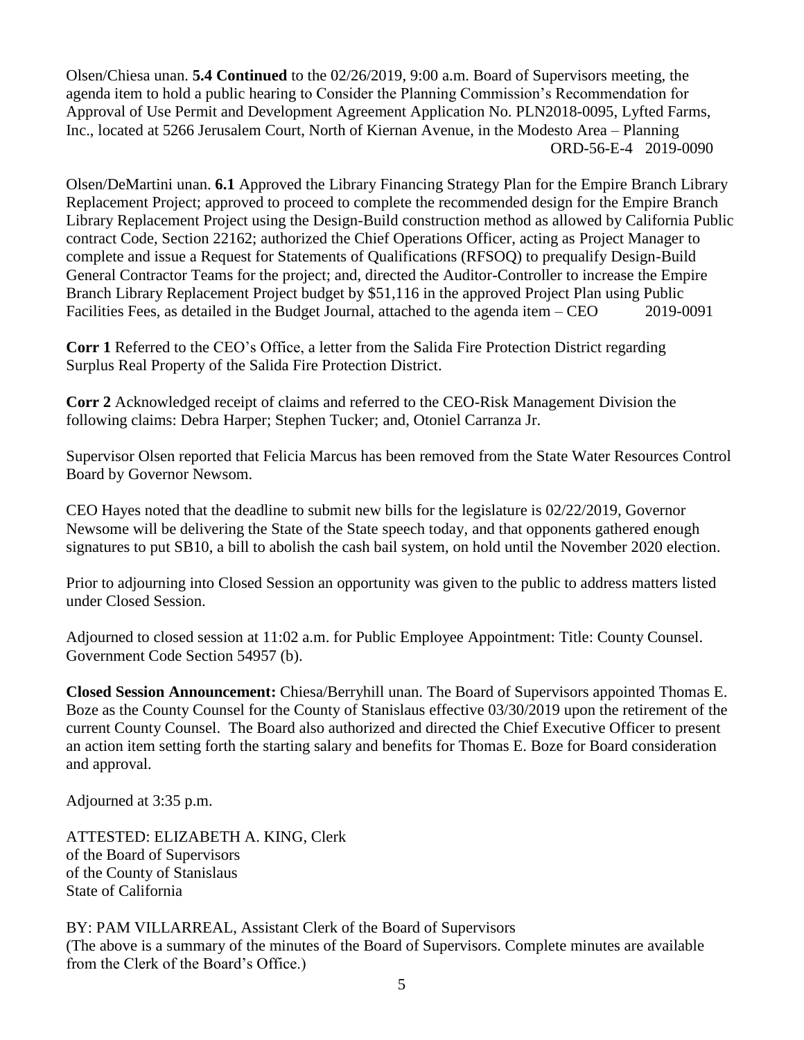Olsen/Chiesa unan. **5.4 Continued** to the 02/26/2019, 9:00 a.m. Board of Supervisors meeting, the agenda item to hold a public hearing to Consider the Planning Commission's Recommendation for Approval of Use Permit and Development Agreement Application No. PLN2018-0095, Lyfted Farms, Inc., located at 5266 Jerusalem Court, North of Kiernan Avenue, in the Modesto Area – Planning ORD-56-E-4 2019-0090

Olsen/DeMartini unan. **6.1** Approved the Library Financing Strategy Plan for the Empire Branch Library Replacement Project; approved to proceed to complete the recommended design for the Empire Branch Library Replacement Project using the Design-Build construction method as allowed by California Public contract Code, Section 22162; authorized the Chief Operations Officer, acting as Project Manager to complete and issue a Request for Statements of Qualifications (RFSOQ) to prequalify Design-Build General Contractor Teams for the project; and, directed the Auditor-Controller to increase the Empire Branch Library Replacement Project budget by $51,116 in the approved Project Plan using Public Facilities Fees, as detailed in the Budget Journal, attached to the agenda item – CEO 2019-0091

**Corr 1** Referred to the CEO's Office, a letter from the Salida Fire Protection District regarding Surplus Real Property of the Salida Fire Protection District.

**Corr 2** Acknowledged receipt of claims and referred to the CEO-Risk Management Division the following claims: Debra Harper; Stephen Tucker; and, Otoniel Carranza Jr.

Supervisor Olsen reported that Felicia Marcus has been removed from the State Water Resources Control Board by Governor Newsom.

CEO Hayes noted that the deadline to submit new bills for the legislature is 02/22/2019, Governor Newsome will be delivering the State of the State speech today, and that opponents gathered enough signatures to put SB10, a bill to abolish the cash bail system, on hold until the November 2020 election.

Prior to adjourning into Closed Session an opportunity was given to the public to address matters listed under Closed Session.

Adjourned to closed session at 11:02 a.m. for Public Employee Appointment: Title: County Counsel. Government Code Section 54957 (b).

**Closed Session Announcement:** Chiesa/Berryhill unan. The Board of Supervisors appointed Thomas E. Boze as the County Counsel for the County of Stanislaus effective 03/30/2019 upon the retirement of the current County Counsel. The Board also authorized and directed the Chief Executive Officer to present an action item setting forth the starting salary and benefits for Thomas E. Boze for Board consideration and approval.

Adjourned at 3:35 p.m.

ATTESTED: ELIZABETH A. KING, Clerk
of the Board of Supervisors
of the County of Stanislaus
State of California

BY: PAM VILLARREAL, Assistant Clerk of the Board of Supervisors
(The above is a summary of the minutes of the Board of Supervisors. Complete minutes are available from the Clerk of the Board's Office.)